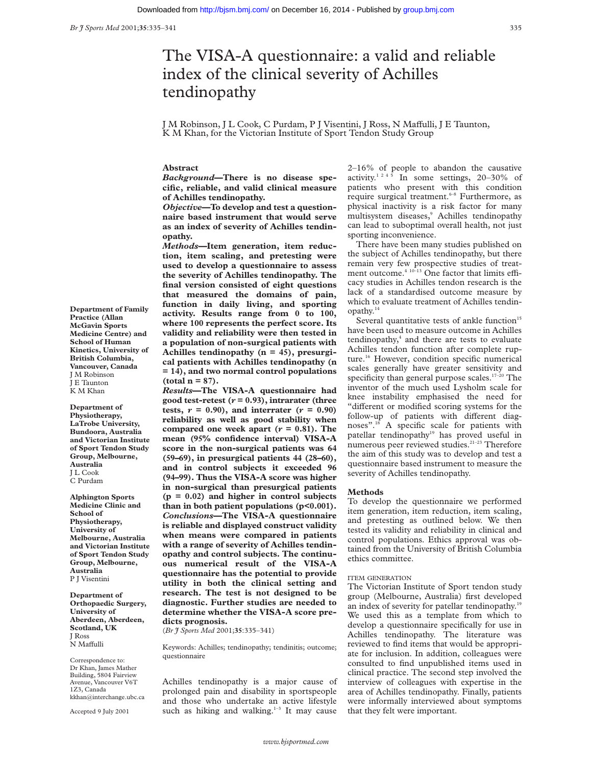# The VISA-A questionnaire: a valid and reliable index of the clinical severity of Achilles tendinopathy

J M Robinson, J L Cook, C Purdam, P J Visentini, J Ross, N Maffulli, J E Taunton, K M Khan, for the Victorian Institute of Sport Tendon Study Group

## Abstract

***Background*—There is no disease specific, reliable, and valid clinical measure of Achilles tendinopathy.**

***Objective*—To develop and test a questionnaire based instrument that would serve as an index of severity of Achilles tendinopathy.**

***Methods*—Item generation, item reduction, item scaling, and pretesting were used to develop a questionnaire to assess the severity of Achilles tendinopathy. The final version consisted of eight questions that measured the domains of pain, function in daily living, and sporting activity. Results range from 0 to 100, where 100 represents the perfect score. Its validity and reliability were then tested in a population of non-surgical patients with Achilles tendinopathy (n = 45), presurgical patients with Achilles tendinopathy (n = 14), and two normal control populations (total n = 87).**

***Results*—The VISA-A questionnaire had good test-retest ($r = 0.93$), intrarater (three tests, $r = 0.90$), and interrater ($r = 0.90$) reliability as well as good stability when compared one week apart ($r = 0.81$). The mean (95% confidence interval) VISA-A score in the non-surgical patients was 64 (59–69), in presurgical patients 44 (28–60), and in control subjects it exceeded 96 (94–99). Thus the VISA-A score was higher in non-surgical than presurgical patients ($p = 0.02$) and higher in control subjects than in both patient populations ($p<0.001$).**

***Conclusions*—The VISA-A questionnaire is reliable and displayed construct validity when means were compared in patients with a range of severity of Achilles tendinopathy and control subjects. The continuous numerical result of the VISA-A questionnaire has the potential to provide utility in both the clinical setting and research. The test is not designed to be diagnostic. Further studies are needed to determine whether the VISA-A score predicts prognosis.**

(*Br J Sports Med* 2001;**35**:335–341)

Keywords: Achilles; tendinopathy; tendinitis; outcome; questionnaire

Department of Family Practice (Allan McGavin Sports Medicine Centre) and School of Human Kinetics, University of British Columbia, Vancouver, Canada
J M Robinson
J E Taunton
K M Khan

Department of Physiotherapy, LaTrobe University, Bundoora, Australia and Victorian Institute of Sport Tendon Study Group, Melbourne, Australia
J L Cook
C Purdam

Alphington Sports Medicine Clinic and School of Physiotherapy, University of Melbourne, Australia and Victorian Institute of Sport Tendon Study Group, Melbourne, Australia
P J Visentini

Department of Orthopaedic Surgery, University of Aberdeen, Aberdeen, Scotland, UK
J Ross
N Maffulli

Correspondence to: Dr Khan, James Mather Building, 5804 Fairview Avenue, Vancouver V6T 1Z3, Canada
kkhan@interchange.ubc.ca

Accepted 9 July 2001

Achilles tendinopathy is a major cause of prolonged pain and disability in sportspeople and those who undertake an active lifestyle such as hiking and walking.[1–3] It may cause 2–16% of people to abandon the causative activity.[1 2 4 5] In some settings, 20–30% of patients who present with this condition require surgical treatment.[6–8] Furthermore, as physical inactivity is a risk factor for many multisystem diseases,[9] Achilles tendinopathy can lead to suboptimal overall health, not just sporting inconvenience.

There have been many studies published on the subject of Achilles tendinopathy, but there remain very few prospective studies of treatment outcome.[4 10–13] One factor that limits efficacy studies in Achilles tendon research is the lack of a standardised outcome measure by which to evaluate treatment of Achilles tendinopathy.[14]

Several quantitative tests of ankle function[15] have been used to measure outcome in Achilles tendinopathy,[4] and there are tests to evaluate Achilles tendon function after complete rupture.[16] However, condition specific numerical scales generally have greater sensitivity and specificity than general purpose scales.[17–20] The inventor of the much used Lysholm scale for knee instability emphasised the need for "different or modified scoring systems for the follow-up of patients with different diagnoses".[18] A specific scale for patients with patellar tendinopathy[19] has proved useful in numerous peer reviewed studies.[21–23] Therefore the aim of this study was to develop and test a questionnaire based instrument to measure the severity of Achilles tendinopathy.

## Methods

To develop the questionnaire we performed item generation, item reduction, item scaling, and pretesting as outlined below. We then tested its validity and reliability in clinical and control populations. Ethics approval was obtained from the University of British Columbia ethics committee.

### ITEM GENERATION

The Victorian Institute of Sport tendon study group (Melbourne, Australia) first developed an index of severity for patellar tendinopathy.[19] We used this as a template from which to develop a questionnaire specifically for use in Achilles tendinopathy. The literature was reviewed to find items that would be appropriate for inclusion. In addition, colleagues were consulted to find unpublished items used in clinical practice. The second step involved the interview of colleagues with expertise in the area of Achilles tendinopathy. Finally, patients were informally interviewed about symptoms that they felt were important.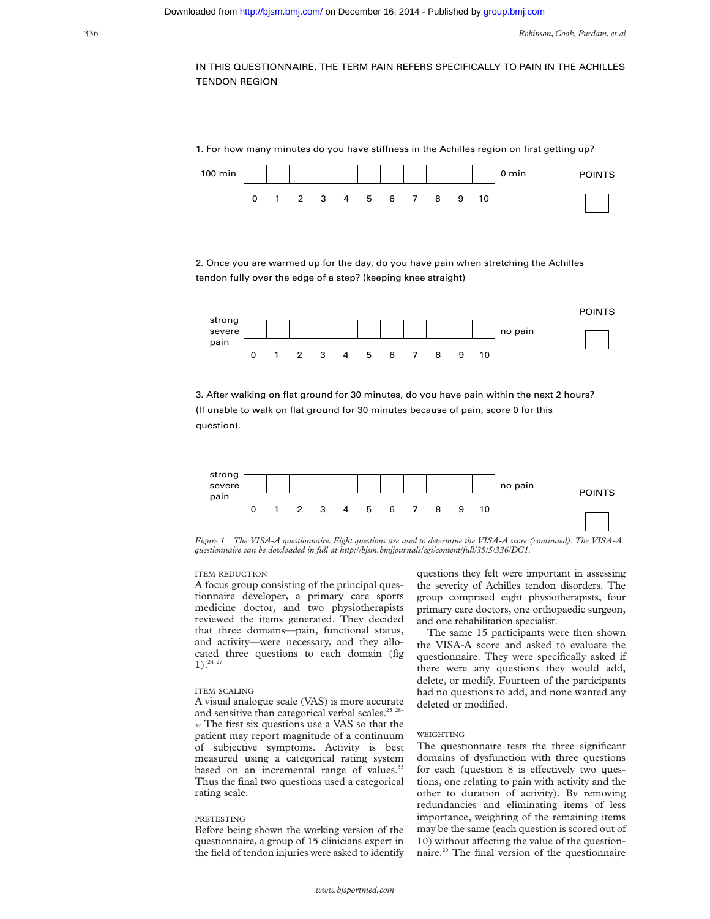IN THIS QUESTIONNAIRE, THE TERM PAIN REFERS SPECIFICALLY TO PAIN IN THE ACHILLES TENDON REGION

1. For how many minutes do you have stiffness in the Achilles region on first getting up?

| 100 min | | | | | | | | | | | | 0 min | POINTS |
|---|---|---|---|---|---|---|---|---|---|---|---|---|---|
| | 0 | 1 | 2 | 3 | 4 | 5 | 6 | 7 | 8 | 9 | 10 | | ☐ |

2. Once you are warmed up for the day, do you have pain when stretching the Achilles tendon fully over the edge of a step? (keeping knee straight)

| strong severe pain | | | | | | | | | | | | no pain | POINTS |
|---|---|---|---|---|---|---|---|---|---|---|---|---|---|
| | 0 | 1 | 2 | 3 | 4 | 5 | 6 | 7 | 8 | 9 | 10 | | ☐ |

3. After walking on flat ground for 30 minutes, do you have pain within the next 2 hours? (If unable to walk on flat ground for 30 minutes because of pain, score 0 for this question).

| strong severe pain | | | | | | | | | | | | no pain | POINTS |
|---|---|---|---|---|---|---|---|---|---|---|---|---|---|
| | 0 | 1 | 2 | 3 | 4 | 5 | 6 | 7 | 8 | 9 | 10 | | ☐ |

*Figure 1 The VISA-A questionnaire. Eight questions are used to determine the VISA-A score (continued). The VISA-A questionnaire can be dowloaded in full at http://bjsm.bmjjournals/cgi/content/full/35/5/336/DC1.*

### ITEM REDUCTION

A focus group consisting of the principal questionnaire developer, a primary care sports medicine doctor, and two physiotherapists reviewed the items generated. They decided that three domains—pain, functional status, and activity—were necessary, and they allocated three questions to each domain (fig 1).[24–27]

### ITEM SCALING

A visual analogue scale (VAS) is more accurate and sensitive than categorical verbal scales.[25 28–32] The first six questions use a VAS so that the patient may report magnitude of a continuum of subjective symptoms. Activity is best measured using a categorical rating system based on an incremental range of values.[33] Thus the final two questions used a categorical rating scale.

### PRETESTING

Before being shown the working version of the questionnaire, a group of 15 clinicians expert in the field of tendon injuries were asked to identify questions they felt were important in assessing the severity of Achilles tendon disorders. The group comprised eight physiotherapists, four primary care doctors, one orthopaedic surgeon, and one rehabilitation specialist.

The same 15 participants were then shown the VISA-A score and asked to evaluate the questionnaire. They were specifically asked if there were any questions they would add, delete, or modify. Fourteen of the participants had no questions to add, and none wanted any deleted or modified.

### WEIGHTING

The questionnaire tests the three significant domains of dysfunction with three questions for each (question 8 is effectively two questions, one relating to pain with activity and the other to duration of activity). By removing redundancies and eliminating items of less importance, weighting of the remaining items may be the same (each question is scored out of 10) without affecting the value of the questionnaire.[20] The final version of the questionnaire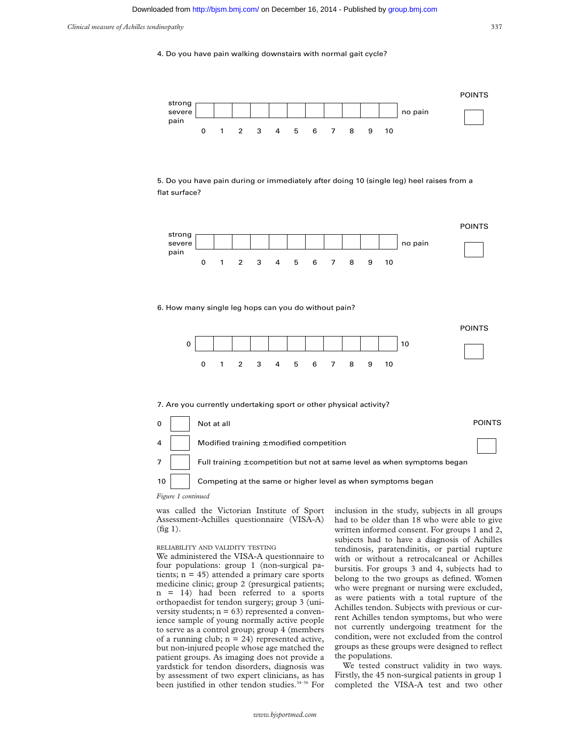4. Do you have pain walking downstairs with normal gait cycle?

| strong severe pain | 0 | 1 | 2 | 3 | 4 | 5 | 6 | 7 | 8 | 9 | 10 | no pain | POINTS |
|---|---|---|---|---|---|---|---|---|---|---|---|---|---|

5. Do you have pain during or immediately after doing 10 (single leg) heel raises from a flat surface?

| strong severe pain | 0 | 1 | 2 | 3 | 4 | 5 | 6 | 7 | 8 | 9 | 10 | no pain | POINTS |
|---|---|---|---|---|---|---|---|---|---|---|---|---|---|

6. How many single leg hops can you do without pain?

| 0 | 0 | 1 | 2 | 3 | 4 | 5 | 6 | 7 | 8 | 9 | 10 | 10 | POINTS |
|---|---|---|---|---|---|---|---|---|---|---|---|---|---|

7. Are you currently undertaking sport or other physical activity?

| Points | Response |
|---|---|
| 0 | Not at all |
| 4 | Modified training ±modified competition |
| 7 | Full training ±competition but not at same level as when symptoms began |
| 10 | Competing at the same or higher level as when symptoms began |

POINTS

*Figure 1 continued*

was called the Victorian Institute of Sport Assessment-Achilles questionnaire (VISA-A) (fig 1).

### RELIABILITY AND VALIDITY TESTING

We administered the VISA-A questionnaire to four populations: group 1 (non-surgical patients; n = 45) attended a primary care sports medicine clinic; group 2 (presurgical patients; n = 14) had been referred to a sports orthopaedist for tendon surgery; group 3 (university students; n = 63) represented a convenience sample of young normally active people to serve as a control group; group 4 (members of a running club; n = 24) represented active, but non-injured people whose age matched the patient groups. As imaging does not provide a yardstick for tendon disorders, diagnosis was by assessment of two expert clinicians, as has been justified in other tendon studies.[34–36] For inclusion in the study, subjects in all groups had to be older than 18 who were able to give written informed consent. For groups 1 and 2, subjects had to have a diagnosis of Achilles tendinosis, paratendinitis, or partial rupture with or without a retrocalcaneal or Achilles bursitis. For groups 3 and 4, subjects had to belong to the two groups as defined. Women who were pregnant or nursing were excluded, as were patients with a total rupture of the Achilles tendon. Subjects with previous or current Achilles tendon symptoms, but who were not currently undergoing treatment for the condition, were not excluded from the control groups as these groups were designed to reflect the populations.

We tested construct validity in two ways. Firstly, the 45 non-surgical patients in group 1 completed the VISA-A test and two other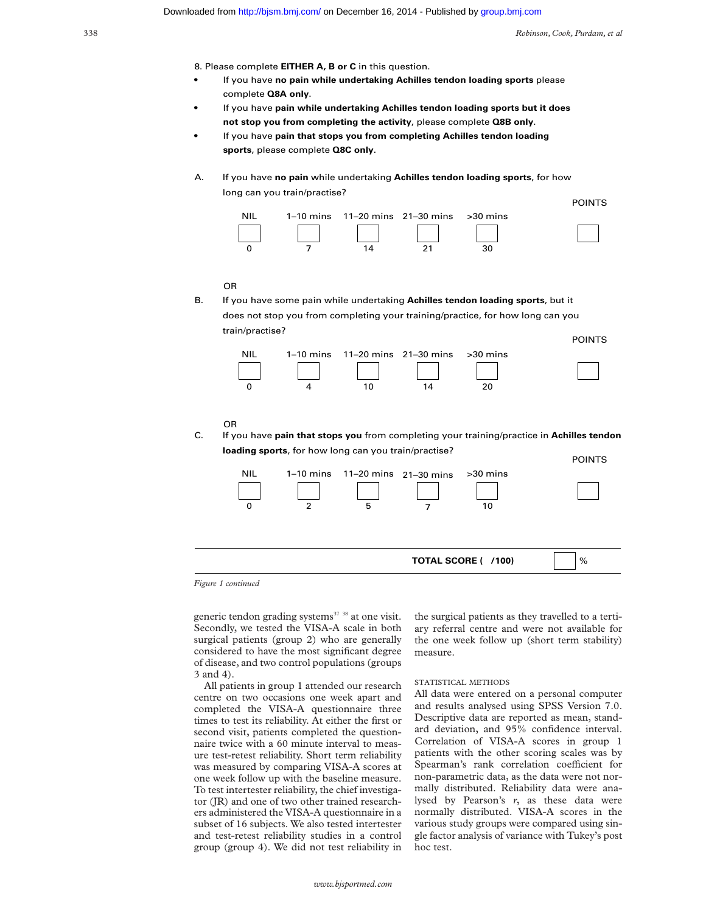8. Please complete **EITHER A, B or C** in this question.

- If you have **no pain while undertaking Achilles tendon loading sports** please complete **Q8A only**.
- If you have **pain while undertaking Achilles tendon loading sports but it does not stop you from completing the activity**, please complete **Q8B only**.
- If you have **pain that stops you from completing Achilles tendon loading sports**, please complete **Q8C only**.

A. If you have **no pain** while undertaking **Achilles tendon loading sports**, for how long can you train/practise?

| NIL | 1–10 mins | 11–20 mins | 21–30 mins | >30 mins | POINTS |
|---|---|---|---|---|---|
| ☐ | ☐ | ☐ | ☐ | ☐ | ☐ |
| 0 | 7 | 14 | 21 | 30 | |

OR

B. If you have some pain while undertaking **Achilles tendon loading sports**, but it does not stop you from completing your training/practice, for how long can you train/practise?

| NIL | 1–10 mins | 11–20 mins | 21–30 mins | >30 mins | POINTS |
|---|---|---|---|---|---|
| ☐ | ☐ | ☐ | ☐ | ☐ | ☐ |
| 0 | 4 | 10 | 14 | 20 | |

OR

C. If you have **pain that stops you** from completing your training/practice in **Achilles tendon loading sports**, for how long can you train/practise?

| NIL | 1–10 mins | 11–20 mins | 21–30 mins | >30 mins | POINTS |
|---|---|---|---|---|---|
| ☐ | ☐ | ☐ | ☐ | ☐ | ☐ |
| 0 | 2 | 5 | 7 | 10 | |

**TOTAL SCORE ( /100)** ☐ %

*Figure 1 continued*

generic tendon grading systems[37 38] at one visit. Secondly, we tested the VISA-A scale in both surgical patients (group 2) who are generally considered to have the most significant degree of disease, and two control populations (groups 3 and 4).

All patients in group 1 attended our research centre on two occasions one week apart and completed the VISA-A questionnaire three times to test its reliability. At either the first or second visit, patients completed the questionnaire twice with a 60 minute interval to measure test-retest reliability. Short term reliability was measured by comparing VISA-A scores at one week follow up with the baseline measure. To test intertester reliability, the chief investigator (JR) and one of two other trained researchers administered the VISA-A questionnaire in a subset of 16 subjects. We also tested intertester and test-retest reliability studies in a control group (group 4). We did not test reliability in the surgical patients as they travelled to a tertiary referral centre and were not available for the one week follow up (short term stability) measure.

### STATISTICAL METHODS

All data were entered on a personal computer and results analysed using SPSS Version 7.0. Descriptive data are reported as mean, standard deviation, and 95% confidence interval. Correlation of VISA-A scores in group 1 patients with the other scoring scales was by Spearman's rank correlation coefficient for non-parametric data, as the data were not normally distributed. Reliability data were analysed by Pearson's $r$, as these data were normally distributed. VISA-A scores in the various study groups were compared using single factor analysis of variance with Tukey's post hoc test.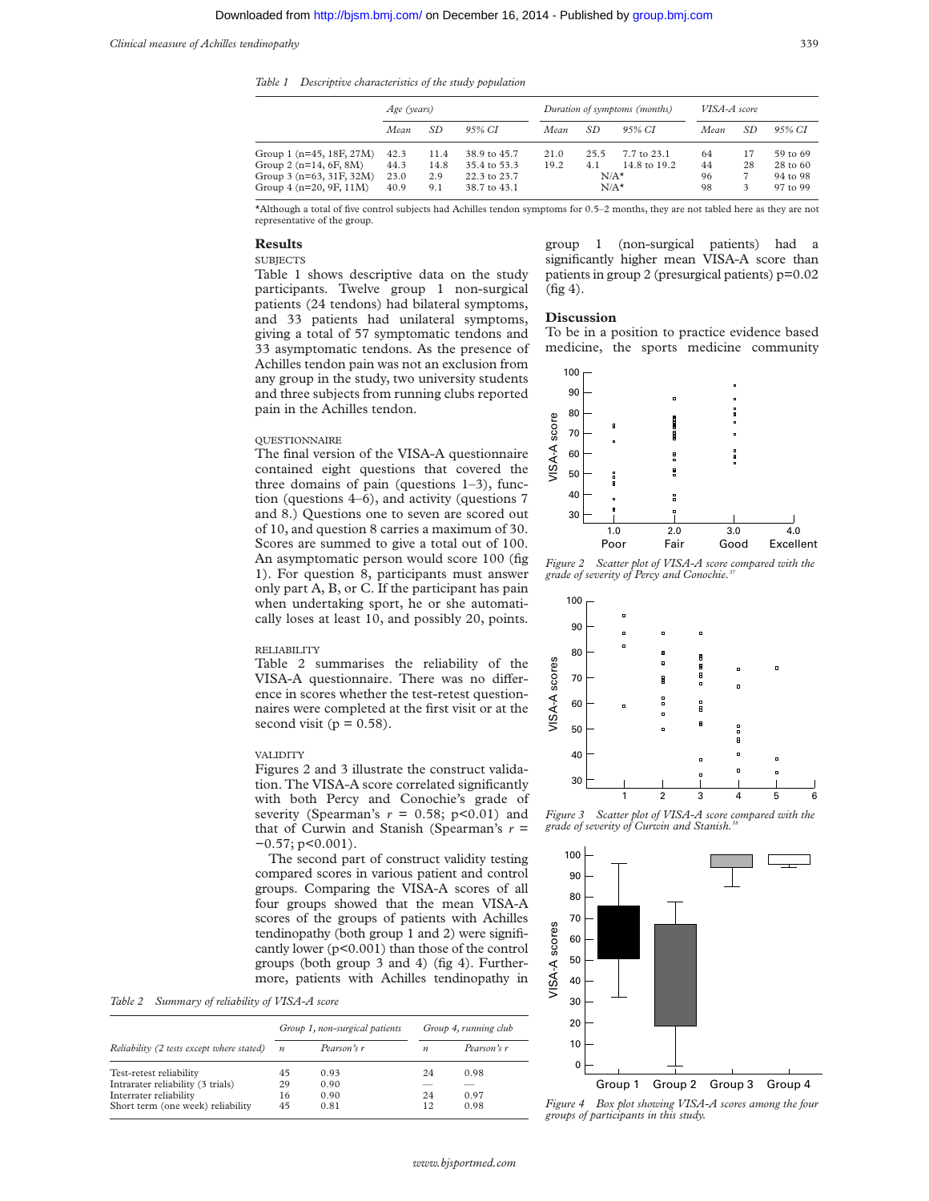Table 1 Descriptive characteristics of the study population

| | Age (years) | | | Duration of symptoms (months) | | | VISA-A score | | |
|---|---|---|---|---|---|---|---|---|---|
| | Mean | SD | 95% CI | Mean | SD | 95% CI | Mean | SD | 95% CI |
| Group 1 (n=45, 18F, 27M) | 42.3 | 11.4 | 38.9 to 45.7 | 21.0 | 25.5 | 7.7 to 23.1 | 64 | 17 | 59 to 69 |
| Group 2 (n=14, 6F, 8M) | 44.3 | 14.8 | 35.4 to 53.3 | 19.2 | 4.1 | 14.8 to 19.2 | 44 | 28 | 28 to 60 |
| Group 3 (n=63, 31F, 32M) | 23.0 | 2.9 | 22.3 to 23.7 | N/A* | | | 96 | 7 | 94 to 98 |
| Group 4 (n=20, 9F, 11M) | 40.9 | 9.1 | 38.7 to 43.1 | N/A* | | | 98 | 3 | 97 to 99 |

*Although a total of five control subjects had Achilles tendon symptoms for 0.5–2 months, they are not tabled here as they are not representative of the group.

## Results

### SUBJECTS

Table 1 shows descriptive data on the study participants. Twelve group 1 non-surgical patients (24 tendons) had bilateral symptoms, and 33 patients had unilateral symptoms, giving a total of 57 symptomatic tendons and 33 asymptomatic tendons. As the presence of Achilles tendon pain was not an exclusion from any group in the study, two university students and three subjects from running clubs reported pain in the Achilles tendon.

### QUESTIONNAIRE

The final version of the VISA-A questionnaire contained eight questions that covered the three domains of pain (questions 1–3), function (questions 4–6), and activity (questions 7 and 8.) Questions one to seven are scored out of 10, and question 8 carries a maximum of 30. Scores are summed to give a total out of 100. An asymptomatic person would score 100 (fig 1). For question 8, participants must answer only part A, B, or C. If the participant has pain when undertaking sport, he or she automatically loses at least 10, and possibly 20, points.

### RELIABILITY

Table 2 summarises the reliability of the VISA-A questionnaire. There was no difference in scores whether the test-retest questionnaires were completed at the first visit or at the second visit ($p = 0.58$).

### VALIDITY

Figures 2 and 3 illustrate the construct validation. The VISA-A score correlated significantly with both Percy and Conochie's grade of severity (Spearman's $r = 0.58$; $p<0.01$) and that of Curwin and Stanish (Spearman's $r = -0.57$; $p<0.001$).

The second part of construct validity testing compared scores in various patient and control groups. Comparing the VISA-A scores of all four groups showed that the mean VISA-A scores of the groups of patients with Achilles tendinopathy (both group 1 and 2) were significantly lower ($p<0.001$) than those of the control groups (both group 3 and 4) (fig 4). Furthermore, patients with Achilles tendinopathy in group 1 (non-surgical patients) had a significantly higher mean VISA-A score than patients in group 2 (presurgical patients) $p=0.02$ (fig 4).

Table 2 Summary of reliability of VISA-A score

| | Group 1, non-surgical patients | | Group 4, running club | |
|---|---|---|---|---|
| Reliability (2 tests except where stated) | n | Pearson's r | n | Pearson's r |
| Test-retest reliability | 45 | 0.93 | 24 | 0.98 |
| Intrarater reliability (3 trials) | 29 | 0.90 | — | — |
| Interrater reliability | 16 | 0.90 | 24 | 0.97 |
| Short term (one week) reliability | 45 | 0.81 | 12 | 0.98 |

## Discussion

To be in a position to practice evidence based medicine, the sports medicine community

Figure 2 Scatter plot of VISA-A score compared with the grade of severity of Percy and Conochie.[37]

Figure 3 Scatter plot of VISA-A score compared with the grade of severity of Curwin and Stanish.[38]

Figure 4 Box plot showing VISA-A scores among the four groups of participants in this study.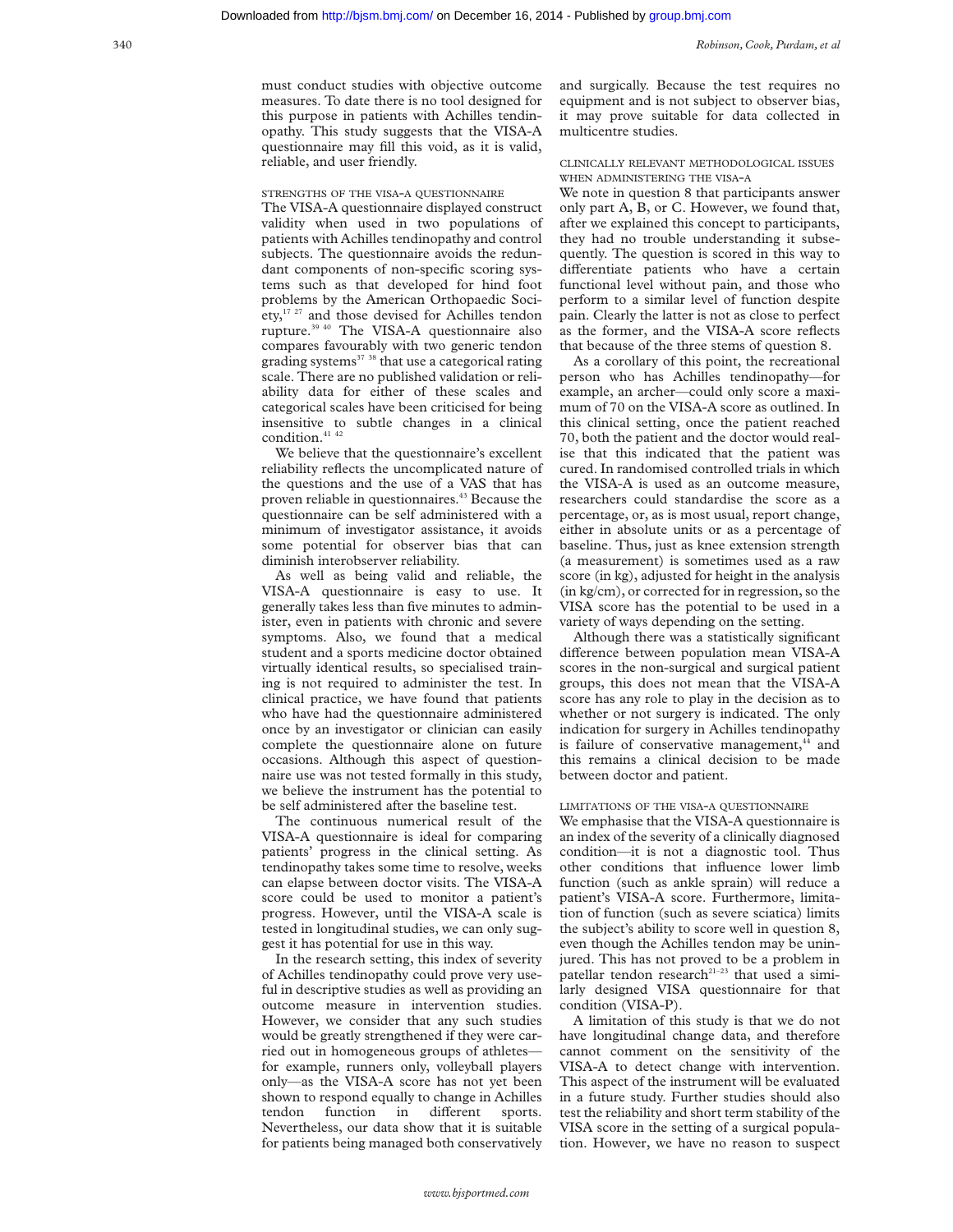must conduct studies with objective outcome measures. To date there is no tool designed for this purpose in patients with Achilles tendinopathy. This study suggests that the VISA-A questionnaire may fill this void, as it is valid, reliable, and user friendly.

### STRENGTHS OF THE VISA-A QUESTIONNAIRE

The VISA-A questionnaire displayed construct validity when used in two populations of patients with Achilles tendinopathy and control subjects. The questionnaire avoids the redundant components of non-specific scoring systems such as that developed for hind foot problems by the American Orthopaedic Society,[17 27] and those devised for Achilles tendon rupture.[39 40] The VISA-A questionnaire also compares favourably with two generic tendon grading systems[37 38] that use a categorical rating scale. There are no published validation or reliability data for either of these scales and categorical scales have been criticised for being insensitive to subtle changes in a clinical condition.[41 42]

We believe that the questionnaire's excellent reliability reflects the uncomplicated nature of the questions and the use of a VAS that has proven reliable in questionnaires.[43] Because the questionnaire can be self administered with a minimum of investigator assistance, it avoids some potential for observer bias that can diminish interobserver reliability.

As well as being valid and reliable, the VISA-A questionnaire is easy to use. It generally takes less than five minutes to administer, even in patients with chronic and severe symptoms. Also, we found that a medical student and a sports medicine doctor obtained virtually identical results, so specialised training is not required to administer the test. In clinical practice, we have found that patients who have had the questionnaire administered once by an investigator or clinician can easily complete the questionnaire alone on future occasions. Although this aspect of questionnaire use was not tested formally in this study, we believe the instrument has the potential to be self administered after the baseline test.

The continuous numerical result of the VISA-A questionnaire is ideal for comparing patients' progress in the clinical setting. As tendinopathy takes some time to resolve, weeks can elapse between doctor visits. The VISA-A score could be used to monitor a patient's progress. However, until the VISA-A scale is tested in longitudinal studies, we can only suggest it has potential for use in this way.

In the research setting, this index of severity of Achilles tendinopathy could prove very useful in descriptive studies as well as providing an outcome measure in intervention studies. However, we consider that any such studies would be greatly strengthened if they were carried out in homogeneous groups of athletes—for example, runners only, volleyball players only—as the VISA-A score has not yet been shown to respond equally to change in Achilles tendon function in different sports. Nevertheless, our data show that it is suitable for patients being managed both conservatively and surgically. Because the test requires no equipment and is not subject to observer bias, it may prove suitable for data collected in multicentre studies.

### CLINICALLY RELEVANT METHODOLOGICAL ISSUES WHEN ADMINISTERING THE VISA-A

We note in question 8 that participants answer only part A, B, or C. However, we found that, after we explained this concept to participants, they had no trouble understanding it subsequently. The question is scored in this way to differentiate patients who have a certain functional level without pain, and those who perform to a similar level of function despite pain. Clearly the latter is not as close to perfect as the former, and the VISA-A score reflects that because of the three stems of question 8.

As a corollary of this point, the recreational person who has Achilles tendinopathy—for example, an archer—could only score a maximum of 70 on the VISA-A score as outlined. In this clinical setting, once the patient reached 70, both the patient and the doctor would realise that this indicated that the patient was cured. In randomised controlled trials in which the VISA-A is used as an outcome measure, researchers could standardise the score as a percentage, or, as is most usual, report change, either in absolute units or as a percentage of baseline. Thus, just as knee extension strength (a measurement) is sometimes used as a raw score (in kg), adjusted for height in the analysis (in kg/cm), or corrected for in regression, so the VISA score has the potential to be used in a variety of ways depending on the setting.

Although there was a statistically significant difference between population mean VISA-A scores in the non-surgical and surgical patient groups, this does not mean that the VISA-A score has any role to play in the decision as to whether or not surgery is indicated. The only indication for surgery in Achilles tendinopathy is failure of conservative management,[44] and this remains a clinical decision to be made between doctor and patient.

### LIMITATIONS OF THE VISA-A QUESTIONNAIRE

We emphasise that the VISA-A questionnaire is an index of the severity of a clinically diagnosed condition—it is not a diagnostic tool. Thus other conditions that influence lower limb function (such as ankle sprain) will reduce a patient's VISA-A score. Furthermore, limitation of function (such as severe sciatica) limits the subject's ability to score well in question 8, even though the Achilles tendon may be uninjured. This has not proved to be a problem in patellar tendon research[21–23] that used a similarly designed VISA questionnaire for that condition (VISA-P).

A limitation of this study is that we do not have longitudinal change data, and therefore cannot comment on the sensitivity of the VISA-A to detect change with intervention. This aspect of the instrument will be evaluated in a future study. Further studies should also test the reliability and short term stability of the VISA score in the setting of a surgical population. However, we have no reason to suspect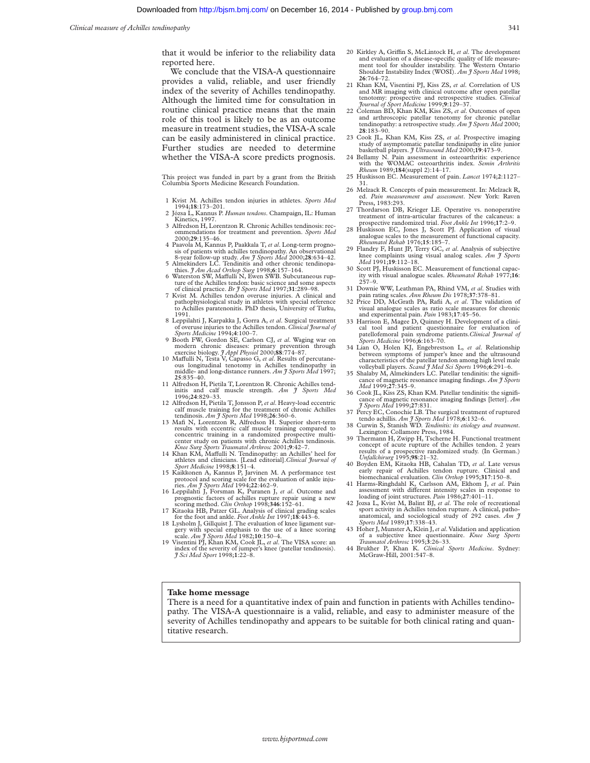that it would be inferior to the reliability data reported here.

We conclude that the VISA-A questionnaire provides a valid, reliable, and user friendly index of the severity of Achilles tendinopathy. Although the limited time for consultation in routine clinical practice means that the main role of this tool is likely to be as an outcome measure in treatment studies, the VISA-A scale can be easily administered in clinical practice. Further studies are needed to determine whether the VISA-A score predicts prognosis.

This project was funded in part by a grant from the British Columbia Sports Medicine Research Foundation.

1 Kvist M. Achilles tendon injuries in athletes. *Sports Med* 1994;**18**:173–201.
2 Józsa L, Kannus P. *Human tendons*. Champaign, IL: Human Kinetics, 1997.
3 Alfredson H, Lorentzon R. Chronic Achilles tendinosis: recommendations for treatment and prevention. *Sports Med* 2000;**29**:135–46.
4 Paavola M, Kannus P, Paakkala T, *et al*. Long-term prognosis of patients with achilles tendinopathy. An observational 8-year follow-up study. *Am J Sports Med* 2000;**28**:634–42.
5 Almekinders LC. Tendinitis and other chronic tendinopathies. *J Am Acad Orthop Surg* 1998;**6**:157–164.
6 Waterston SW, Maffulli N, Ewen SWB. Subcutaneous rupture of the Achilles tendon: basic science and some aspects of clinical practice. *Br J Sports Med* 1997;**31**:289–98.
7 Kvist M. Achilles tendon overuse injuries. A clinical and pathophysiological study in athletes with special reference to Achilles paratenonitis. PhD thesis, University of Turku, 1991.
8 Leppilahti J, Karpakka J, Gorra A, *et al*. Surgical treatment of overuse injuries to the Achilles tendon. *Clinical Journal of Sports Medicine* 1994;**4**:100–7.
9 Booth FW, Gordon SE, Carlson CJ, *et al*. Waging war on modern chronic diseases: primary prevention through exercise biology. *J Appl Physiol* 2000;**88**:774–87.
10 Maffulli N, Testa V, Capasso G, *et al*. Results of percutaneous longitudinal tenotomy in Achilles tendinopathy in middle- and long-distance runners. *Am J Sports Med* 1997; **25**:835–40.
11 Alfredson H, Pietila T, Lorentzon R. Chronic Achilles tendinitis and calf muscle strength. *Am J Sports Med* 1996;**24**:829–33.
12 Alfredson H, Pietila T, Jonsson P, *et al*. Heavy-load eccentric calf muscle training for the treatment of chronic Achilles tendinosis. *Am J Sports Med* 1998;**26**:360–6.
13 Mafi N, Lorentzon R, Alfredson H. Superior short-term results with eccentric calf muscle training compared to concentric training in a randomized prospective multicenter study on patients with chronic Achilles tendinosis. *Knee Surg Sports Traumatol Arthrosc* 2001;**9**:42–7.
14 Khan KM, Maffulli N. Tendinopathy: an Achilles' heel for athletes and clinicians. [Lead editorial].*Clinical Journal of Sport Medicine* 1998;**8**:151–4.
15 Kaikkonen A, Kannus P, Jarvinen M. A performance test protocol and scoring scale for the evaluation of ankle injuries. *Am J Sports Med* 1994;**22**:462–9.
16 Leppilahti J, Forsman K, Puranen J, *et al*. Outcome and prognostic factors of achilles rupture repair using a new scoring method. *Clin Orthop* 1998;**346**:152–61.
17 Kitaoka HB, Patzer GL. Analysis of clinical grading scales for the foot and ankle. *Foot Ankle Int* 1997;**18**:443–6.
18 Lysholm J, Gillquist J. The evaluation of knee ligament surgery with special emphasis to the use of a knee scoring scale. *Am J Sports Med* 1982;**10**:150–4.
19 Visentini PJ, Khan KM, Cook JL, *et al*. The VISA score: an index of the severity of jumper's knee (patellar tendinosis). *J Sci Med Sport* 1998;**1**:22–8.
20 Kirkley A, Griffin S, McLintock H, *et al*. The development and evaluation of a disease-specific quality of life measurement tool for shoulder instability. The Western Ontario Shoulder Instability Index (WOSI). *Am J Sports Med* 1998; **26**:764–72.
21 Khan KM, Visentini PJ, Kiss ZS, *et al*. Correlation of US and MR imaging with clinical outcome after open patellar tenotomy: prospective and retrospective studies. *Clinical Journal of Sport Medicine* 1999;**9**:129–37.
22 Coleman BD, Khan KM, Kiss ZS, *et al*. Outcomes of open and arthroscopic patellar tenotomy for chronic patellar tendinopathy: a retrospective study. *Am J Sports Med* 2000; **28**:183–90.
23 Cook JL, Khan KM, Kiss ZS, *et al*. Prospective imaging study of asymptomatic patellar tendinopathy in elite junior basketball players. *J Ultrasound Med* 2000;**19**:473–9.
24 Bellamy N. Pain assessment in osteoarthritis: experience with the WOMAC osteoarthritis index. *Semin Arthritis Rheum* 1989;**184**(suppl 2):14–17.
25 Huskisson EC. Measurement of pain. *Lancet* 1974;**2**:1127–31.
26 Melzack R. Concepts of pain measurement. In: Melzack R, ed. *Pain measurement and assessment*. New York: Raven Press, 1983:293.
27 Thordarson DB, Krieger LE. Operative vs. nonoperative treatment of intra-articular fractures of the calcaneus: a prospective randomized trial. *Foot Ankle Int* 1996;**17**:2–9.
28 Huskisson EC, Jones J, Scott PJ. Application of visual analogue scales to the measurement of functional capacity. *Rheumatol Rehab* 1976;**15**:185–7.
29 Flandry F, Hunt JP, Terry GC, *et al*. Analysis of subjective knee complaints using visual analog scales. *Am J Sports Med* 1991;**19**:112–18.
30 Scott PJ, Huskisson EC. Measurement of functional capacity with visual analogue scales. *Rheumatol Rehab* 1977;**16**: 257–9.
31 Downie WW, Leathman PA, Rhind VM, *et al*. Studies with pain rating scales. *Ann Rheum Dis* 1978;**37**:378–81.
32 Price DD, McGrath PA, Rafii A, *et al*. The validation of visual analogue scales as ratio scale measures for chronic and experimental pain. *Pain* 1983;**17**:45–56.
33 Harrison E, Magee D, Quinney H. Development of a clinical tool and patient questionnaire for evaluation of patellofemoral pain syndrome patients.*Clinical Journal of Sports Medicine* 1996;**6**:163–70.
34 Lian O, Holen KJ, Engebrestson L, *et al*. Relationship between symptoms of jumper's knee and the ultrasound characteristics of the patellar tendon among high level male volleyball players. *Scand J Med Sci Sports* 1996;**6**:291–6.
35 Shalaby M, Almekinders LC. Patellar tendinitis: the significance of magnetic resonance imaging findings. *Am J Sports Med* 1999;**27**:345–9.
36 Cook JL, Kiss ZS, Khan KM. Patellar tendinitis: the significance of magnetic resonance imaging findings [letter]. *Am J Sports Med* 1999;**27**:831.
37 Percy EC, Conochie LB. The surgical treatment of ruptured tendo achillis. *Am J Sports Med* 1978;**6**:132–6.
38 Curwin S, Stanish WD. *Tendinitis: its etiology and treatment*. Lexington: Collamore Press, 1984.
39 Thermann H, Zwipp H, Tscherne H. Functional treatment concept of acute rupture of the Achilles tendon. 2 years results of a prospective randomized study. (In German.) *Unfallchirurg* 1995;**98**:21–32.
40 Boyden EM, Kitaoka HB, Cahalan TD, *et al*. Late versus early repair of Achilles tendon rupture. Clinical and biomechanical evaluation. *Clin Orthop* 1995;**317**:150–8.
41 Harms-Ringhdahl K, Carlsson AM, Ekhom J, *et al*. Pain assessment with different intensity scales in response to loading of joint structures. *Pain* 1986;**27**:401–11.
42 Jozsa L, Kvist M, Balint BJ, *et al*. The role of recreational sport activity in Achilles tendon rupture. A clinical, pathoanatomical, and sociological study of 292 cases. *Am J Sports Med* 1989;**17**:338–43.
43 Hoher J, Munster A, Klein J, *et al*. Validation and application of a subjective knee questionnaire. *Knee Surg Sports Traumatol Arthrosc* 1995;**3**:26–33.
44 Brukher P, Khan K. *Clinical Sports Medicine*. Sydney: McGraw-Hill, 2001:547–8.

**Take home message**

There is a need for a quantitative index of pain and function in patients with Achilles tendinopathy. The VISA-A questionnaire is a valid, reliable, and easy to administer measure of the severity of Achilles tendinopathy and appears to be suitable for both clinical rating and quantitative research.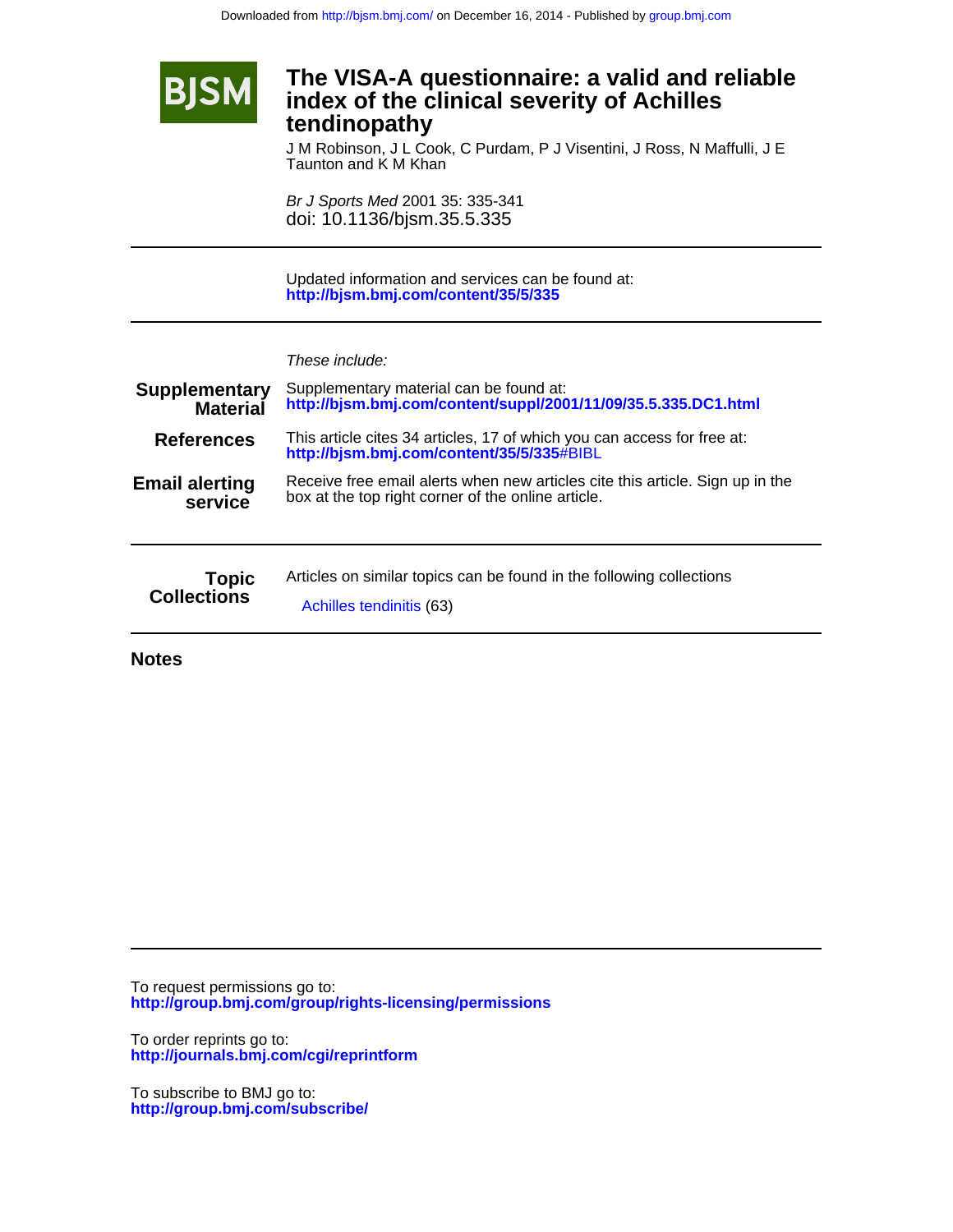# The VISA-A questionnaire: a valid and reliable index of the clinical severity of Achilles tendinopathy

J M Robinson, J L Cook, C Purdam, P J Visentini, J Ross, N Maffulli, J E Taunton and K M Khan

*Br J Sports Med* 2001 35: 335-341
doi: 10.1136/bjsm.35.5.335

Updated information and services can be found at:
**http://bjsm.bmj.com/content/35/5/335**

*These include:*

**Supplementary Material**
Supplementary material can be found at:
**http://bjsm.bmj.com/content/suppl/2001/11/09/35.5.335.DC1.html**

**References**
This article cites 34 articles, 17 of which you can access for free at:
**http://bjsm.bmj.com/content/35/5/335**#BIBL

**Email alerting service**
Receive free email alerts when new articles cite this article. Sign up in the box at the top right corner of the online article.

**Topic Collections**
Articles on similar topics can be found in the following collections

Achilles tendinitis (63)

## Notes

To request permissions go to:
**http://group.bmj.com/group/rights-licensing/permissions**

To order reprints go to:
**http://journals.bmj.com/cgi/reprintform**

To subscribe to BMJ go to:
**http://group.bmj.com/subscribe/**